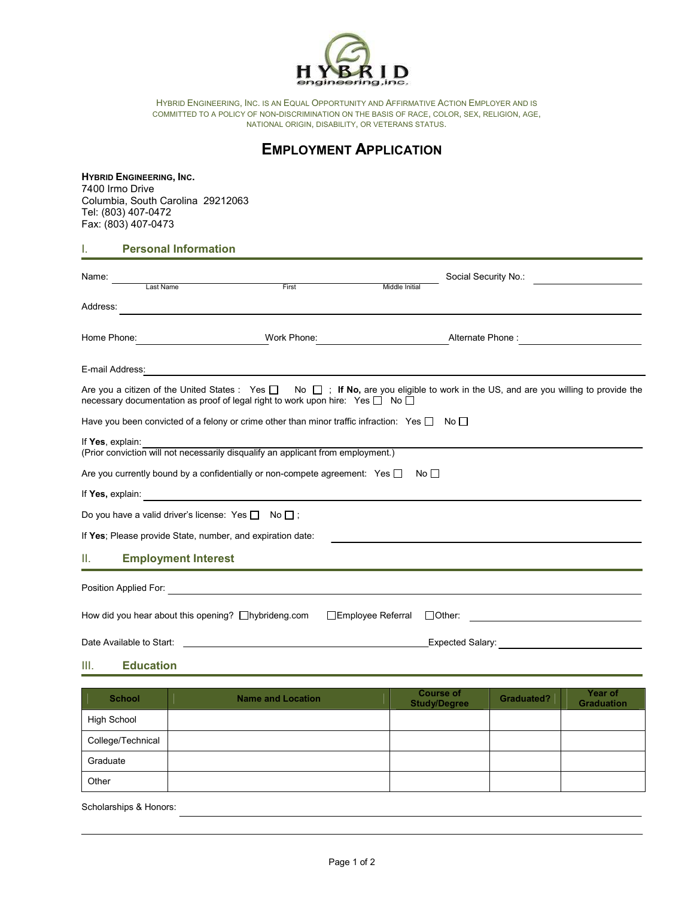HYBRID ENGINEERING, INC. IS AN EQUAL OPPORTUNITY AND AFFIRMATIVE ACTION EMPLOYER AND IS COMMITTED TO A POLICY OF NON-DISCRIMINATION ON THE BASIS OF RACE, COLOR, SEX, RELIGION, AGE, NATIONAL ORIGIN, DISABILITY, OR VETERANS STATUS.

# EMPLOYMENT APPLICATION

**HYBRID ENGINEERING, INC.**
7400 Irmo Drive
Columbia, South Carolina 29212063
Tel: (803) 407-0472
Fax: (803) 407-0473

## I. Personal Information

Name: ______________________________ Social Security No.: ____________
Last Name First Middle Initial

Address: ______________________________

Home Phone: ____________ Work Phone: ____________ Alternate Phone : ____________

E-mail Address: ______________________________

Are you a citizen of the United States : Yes ☐ No ☐ ; **If No,** are you eligible to work in the US, and are you willing to provide the necessary documentation as proof of legal right to work upon hire: Yes ☐ No ☐

Have you been convicted of a felony or crime other than minor traffic infraction: Yes ☐ No ☐

If **Yes**, explain: ______________________________
(Prior conviction will not necessarily disqualify an applicant from employment.)

Are you currently bound by a confidentially or non-compete agreement: Yes ☐ No ☐

If **Yes,** explain: ______________________________

Do you have a valid driver's license: Yes ☐ No ☐ ;

If **Yes**; Please provide State, number, and expiration date: ______________________________

## II. Employment Interest

Position Applied For: ______________________________

How did you hear about this opening? ☐hybrideng.com ☐Employee Referral ☐Other: ____________

Date Available to Start: ____________ Expected Salary: ____________

## III. Education

| School | Name and Location | Course of Study/Degree | Graduated? | Year of Graduation |
|---|---|---|---|---|
| High School | | | | |
| College/Technical | | | | |
| Graduate | | | | |
| Other | | | | |

Scholarships & Honors: ______________________________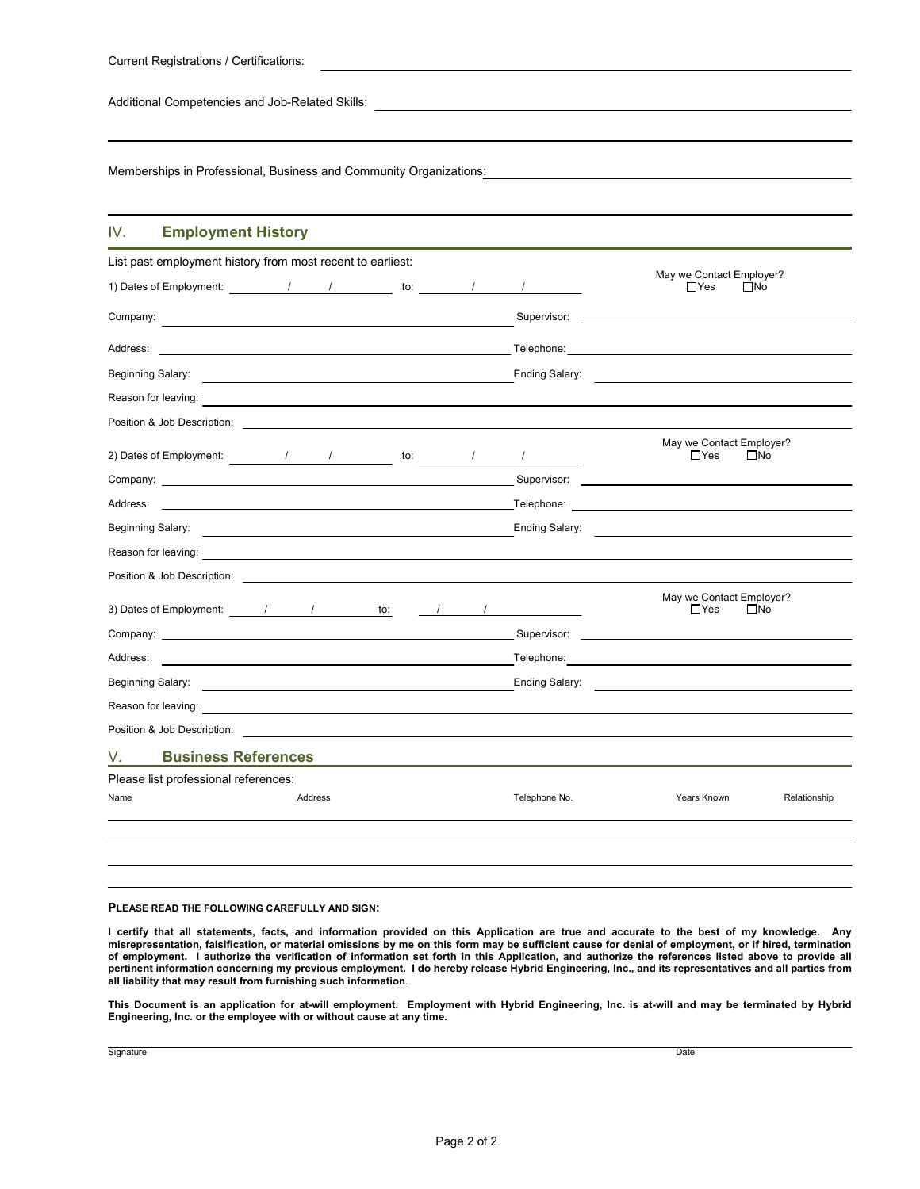Current Registrations / Certifications: \_\_\_\_\_\_\_\_\_\_\_\_\_\_\_\_\_\_\_\_\_\_\_\_\_\_\_\_\_\_\_\_\_\_\_\_\_\_\_\_

Additional Competencies and Job-Related Skills: \_\_\_\_\_\_\_\_\_\_\_\_\_\_\_\_\_\_\_\_\_\_\_\_\_\_\_\_\_\_\_\_\_\_\_\_\_\_\_\_

\_\_\_\_\_\_\_\_\_\_\_\_\_\_\_\_\_\_\_\_\_\_\_\_\_\_\_\_\_\_\_\_\_\_\_\_\_\_\_\_\_\_\_\_\_\_\_\_\_\_\_\_\_\_\_\_\_\_\_\_\_\_\_\_\_\_\_\_\_\_\_\_\_\_\_\_\_\_

Memberships in Professional, Business and Community Organizations: \_\_\_\_\_\_\_\_\_\_\_\_\_\_\_\_\_\_\_\_\_\_\_\_\_\_\_\_\_\_\_\_\_\_\_\_\_\_\_\_

\_\_\_\_\_\_\_\_\_\_\_\_\_\_\_\_\_\_\_\_\_\_\_\_\_\_\_\_\_\_\_\_\_\_\_\_\_\_\_\_\_\_\_\_\_\_\_\_\_\_\_\_\_\_\_\_\_\_\_\_\_\_\_\_\_\_\_\_\_\_\_\_\_\_\_\_\_\_

## IV. Employment History

List past employment history from most recent to earliest:

1) Dates of Employment: \_\_\_\_ / \_\_\_\_ / \_\_\_\_ to: \_\_\_\_ / \_\_\_\_ / \_\_\_\_ May we Contact Employer? ☐Yes ☐No

Company: \_\_\_\_\_\_\_\_\_\_\_\_\_\_\_\_\_\_\_\_ Supervisor: \_\_\_\_\_\_\_\_\_\_\_\_\_\_\_\_\_\_\_\_

Address: \_\_\_\_\_\_\_\_\_\_\_\_\_\_\_\_\_\_\_\_ Telephone: \_\_\_\_\_\_\_\_\_\_\_\_\_\_\_\_\_\_\_\_

Beginning Salary: \_\_\_\_\_\_\_\_\_\_\_\_\_\_\_\_\_\_\_\_ Ending Salary: \_\_\_\_\_\_\_\_\_\_\_\_\_\_\_\_\_\_\_\_

Reason for leaving: \_\_\_\_\_\_\_\_\_\_\_\_\_\_\_\_\_\_\_\_\_\_\_\_\_\_\_\_\_\_\_\_\_\_\_\_\_\_\_\_

Position & Job Description: \_\_\_\_\_\_\_\_\_\_\_\_\_\_\_\_\_\_\_\_\_\_\_\_\_\_\_\_\_\_\_\_\_\_\_\_\_\_\_\_

2) Dates of Employment: \_\_\_\_ / \_\_\_\_ / \_\_\_\_ to: \_\_\_\_ / \_\_\_\_ / \_\_\_\_ May we Contact Employer? ☐Yes ☐No

Company: \_\_\_\_\_\_\_\_\_\_\_\_\_\_\_\_\_\_\_\_ Supervisor: \_\_\_\_\_\_\_\_\_\_\_\_\_\_\_\_\_\_\_\_

Address: \_\_\_\_\_\_\_\_\_\_\_\_\_\_\_\_\_\_\_\_ Telephone: \_\_\_\_\_\_\_\_\_\_\_\_\_\_\_\_\_\_\_\_

Beginning Salary: \_\_\_\_\_\_\_\_\_\_\_\_\_\_\_\_\_\_\_\_ Ending Salary: \_\_\_\_\_\_\_\_\_\_\_\_\_\_\_\_\_\_\_\_

Reason for leaving: \_\_\_\_\_\_\_\_\_\_\_\_\_\_\_\_\_\_\_\_\_\_\_\_\_\_\_\_\_\_\_\_\_\_\_\_\_\_\_\_

Position & Job Description: \_\_\_\_\_\_\_\_\_\_\_\_\_\_\_\_\_\_\_\_\_\_\_\_\_\_\_\_\_\_\_\_\_\_\_\_\_\_\_\_

3) Dates of Employment: \_\_\_\_ / \_\_\_\_ / \_\_\_\_ to: \_\_\_\_ / \_\_\_\_ / \_\_\_\_ May we Contact Employer? ☐Yes ☐No

Company: \_\_\_\_\_\_\_\_\_\_\_\_\_\_\_\_\_\_\_\_ Supervisor: \_\_\_\_\_\_\_\_\_\_\_\_\_\_\_\_\_\_\_\_

Address: \_\_\_\_\_\_\_\_\_\_\_\_\_\_\_\_\_\_\_\_ Telephone: \_\_\_\_\_\_\_\_\_\_\_\_\_\_\_\_\_\_\_\_

Beginning Salary: \_\_\_\_\_\_\_\_\_\_\_\_\_\_\_\_\_\_\_\_ Ending Salary: \_\_\_\_\_\_\_\_\_\_\_\_\_\_\_\_\_\_\_\_

Reason for leaving: \_\_\_\_\_\_\_\_\_\_\_\_\_\_\_\_\_\_\_\_\_\_\_\_\_\_\_\_\_\_\_\_\_\_\_\_\_\_\_\_

Position & Job Description: \_\_\_\_\_\_\_\_\_\_\_\_\_\_\_\_\_\_\_\_\_\_\_\_\_\_\_\_\_\_\_\_\_\_\_\_\_\_\_\_

## V. Business References

Please list professional references:

| Name | Address | Telephone No. | Years Known | Relationship |
|---|---|---|---|---|
| | | | | |
| | | | | |
| | | | | |
| | | | | |

**PLEASE READ THE FOLLOWING CAREFULLY AND SIGN:**

**I certify that all statements, facts, and information provided on this Application are true and accurate to the best of my knowledge. Any misrepresentation, falsification, or material omissions by me on this form may be sufficient cause for denial of employment, or if hired, termination of employment. I authorize the verification of information set forth in this Application, and authorize the references listed above to provide all pertinent information concerning my previous employment. I do hereby release Hybrid Engineering, Inc., and its representatives and all parties from all liability that may result from furnishing such information**.

**This Document is an application for at-will employment. Employment with Hybrid Engineering, Inc. is at-will and may be terminated by Hybrid Engineering, Inc. or the employee with or without cause at any time.**

\_\_\_\_\_\_\_\_\_\_\_\_\_\_\_\_\_\_\_\_\_\_\_\_\_\_\_\_\_\_\_\_\_\_\_\_\_\_\_\_ \_\_\_\_\_\_\_\_\_\_\_\_\_\_\_\_\_\_\_\_

Signature Date